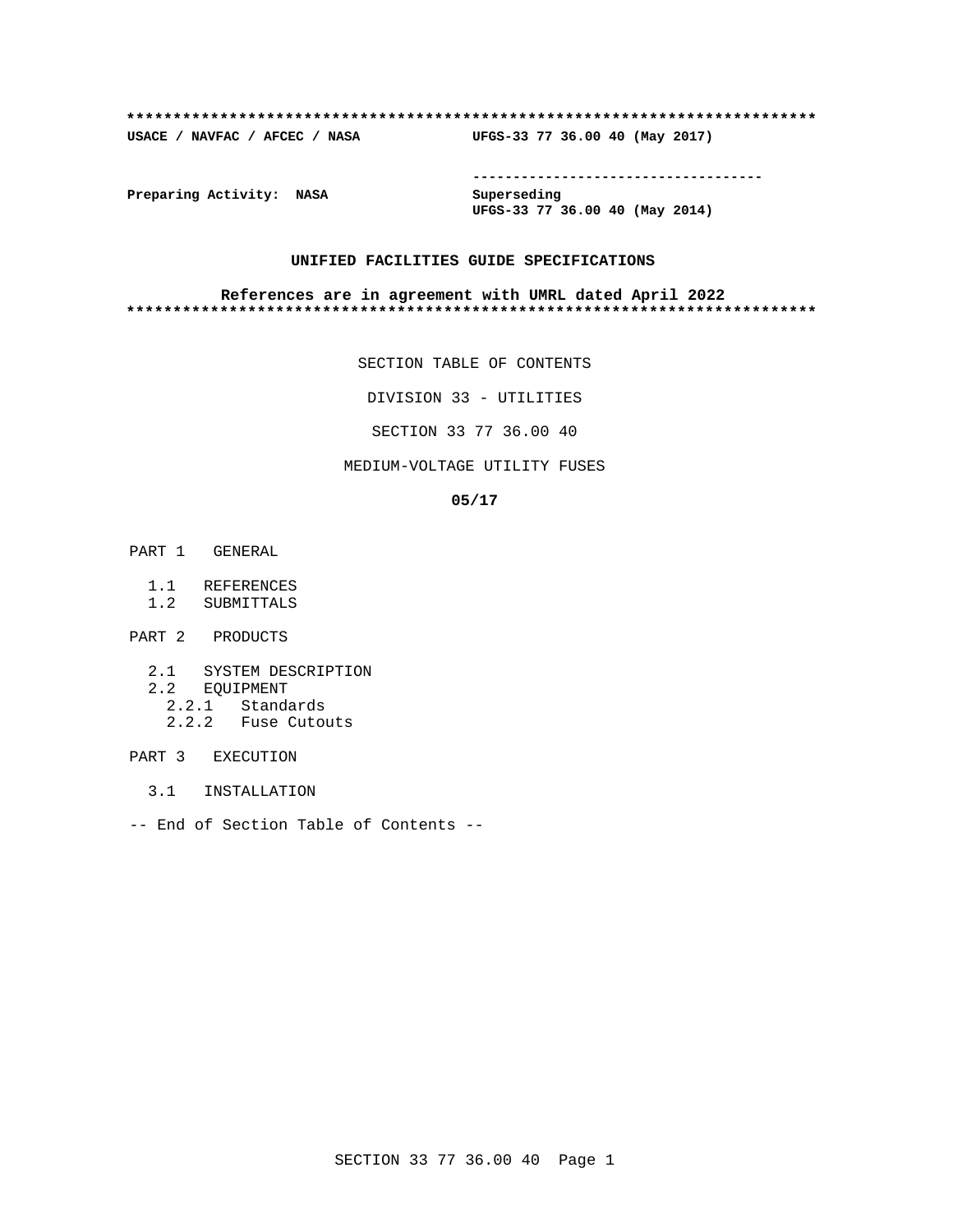**************************************************************************

**USACE / NAVFAC / AFCEC / NASA UFGS-33 77 36.00 40 (May 2017)**

-----------------------------------

**Preparing Activity: NASA** 

**Superseding**
**UFGS-33 77 36.00 40 (May 2014)**

**UNIFIED FACILITIES GUIDE SPECIFICATIONS**

**References are in agreement with UMRL dated April 2022**

**************************************************************************

SECTION TABLE OF CONTENTS

DIVISION 33 - UTILITIES

SECTION 33 77 36.00 40

MEDIUM-VOLTAGE UTILITY FUSES

**05/17**

PART 1 GENERAL

- 1.1 REFERENCES
- 1.2 SUBMITTALS

PART 2 PRODUCTS

- 2.1 SYSTEM DESCRIPTION
- 2.2 EQUIPMENT
  - 2.2.1 Standards
  - 2.2.2 Fuse Cutouts

PART 3 EXECUTION

- 3.1 INSTALLATION

-- End of Section Table of Contents --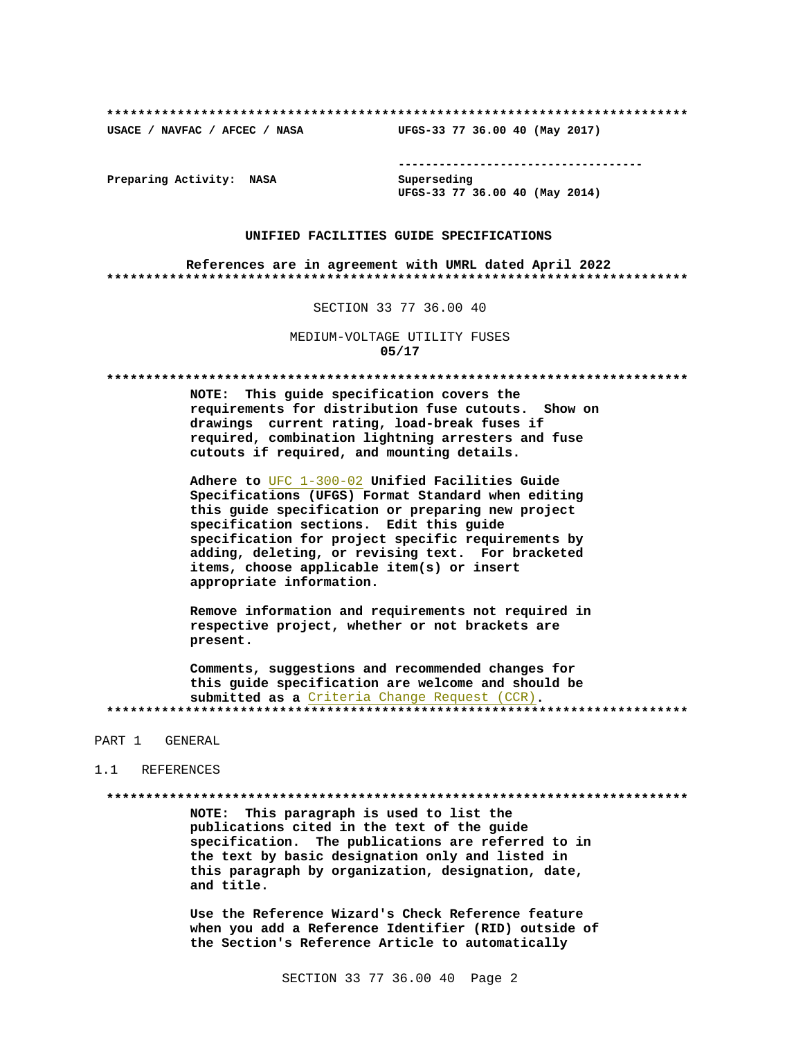**************************************************************************

**USACE / NAVFAC / AFCEC / NASA** **UFGS-33 77 36.00 40 (May 2017)**

-----------------------------------

**Preparing Activity: NASA** **Superseding**
**UFGS-33 77 36.00 40 (May 2014)**

**UNIFIED FACILITIES GUIDE SPECIFICATIONS**

**References are in agreement with UMRL dated April 2022**

**************************************************************************

SECTION 33 77 36.00 40

MEDIUM-VOLTAGE UTILITY FUSES
**05/17**

**************************************************************************

**NOTE: This guide specification covers the requirements for distribution fuse cutouts. Show on drawings current rating, load-break fuses if required, combination lightning arresters and fuse cutouts if required, and mounting details.**

**Adhere to** UFC 1-300-02 **Unified Facilities Guide Specifications (UFGS) Format Standard when editing this guide specification or preparing new project specification sections. Edit this guide specification for project specific requirements by adding, deleting, or revising text. For bracketed items, choose applicable item(s) or insert appropriate information.**

**Remove information and requirements not required in respective project, whether or not brackets are present.**

**Comments, suggestions and recommended changes for this guide specification are welcome and should be submitted as a** Criteria Change Request (CCR)**.**

**************************************************************************

PART 1 GENERAL

1.1 REFERENCES

**************************************************************************

**NOTE: This paragraph is used to list the publications cited in the text of the guide specification. The publications are referred to in the text by basic designation only and listed in this paragraph by organization, designation, date, and title.**

**Use the Reference Wizard's Check Reference feature when you add a Reference Identifier (RID) outside of the Section's Reference Article to automatically**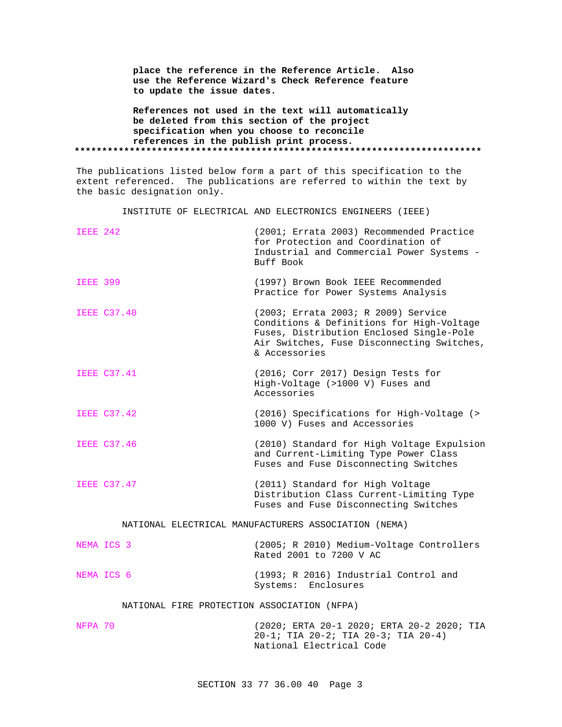**place the reference in the Reference Article. Also use the Reference Wizard's Check Reference feature to update the issue dates.**

**References not used in the text will automatically be deleted from this section of the project specification when you choose to reconcile references in the publish print process.**

**************************************************************************

The publications listed below form a part of this specification to the extent referenced. The publications are referred to within the text by the basic designation only.

INSTITUTE OF ELECTRICAL AND ELECTRONICS ENGINEERS (IEEE)

| | |
|---|---|
| IEEE 242 | (2001; Errata 2003) Recommended Practice for Protection and Coordination of Industrial and Commercial Power Systems - Buff Book |
| IEEE 399 | (1997) Brown Book IEEE Recommended Practice for Power Systems Analysis |
| IEEE C37.40 | (2003; Errata 2003; R 2009) Service Conditions & Definitions for High-Voltage Fuses, Distribution Enclosed Single-Pole Air Switches, Fuse Disconnecting Switches, & Accessories |
| IEEE C37.41 | (2016; Corr 2017) Design Tests for High-Voltage (>1000 V) Fuses and Accessories |
| IEEE C37.42 | (2016) Specifications for High-Voltage (> 1000 V) Fuses and Accessories |
| IEEE C37.46 | (2010) Standard for High Voltage Expulsion and Current-Limiting Type Power Class Fuses and Fuse Disconnecting Switches |
| IEEE C37.47 | (2011) Standard for High Voltage Distribution Class Current-Limiting Type Fuses and Fuse Disconnecting Switches |

NATIONAL ELECTRICAL MANUFACTURERS ASSOCIATION (NEMA)

| | |
|---|---|
| NEMA ICS 3 | (2005; R 2010) Medium-Voltage Controllers Rated 2001 to 7200 V AC |
| NEMA ICS 6 | (1993; R 2016) Industrial Control and Systems: Enclosures |

NATIONAL FIRE PROTECTION ASSOCIATION (NFPA)

| | |
|---|---|
| NFPA 70 | (2020; ERTA 20-1 2020; ERTA 20-2 2020; TIA 20-1; TIA 20-2; TIA 20-3; TIA 20-4) National Electrical Code |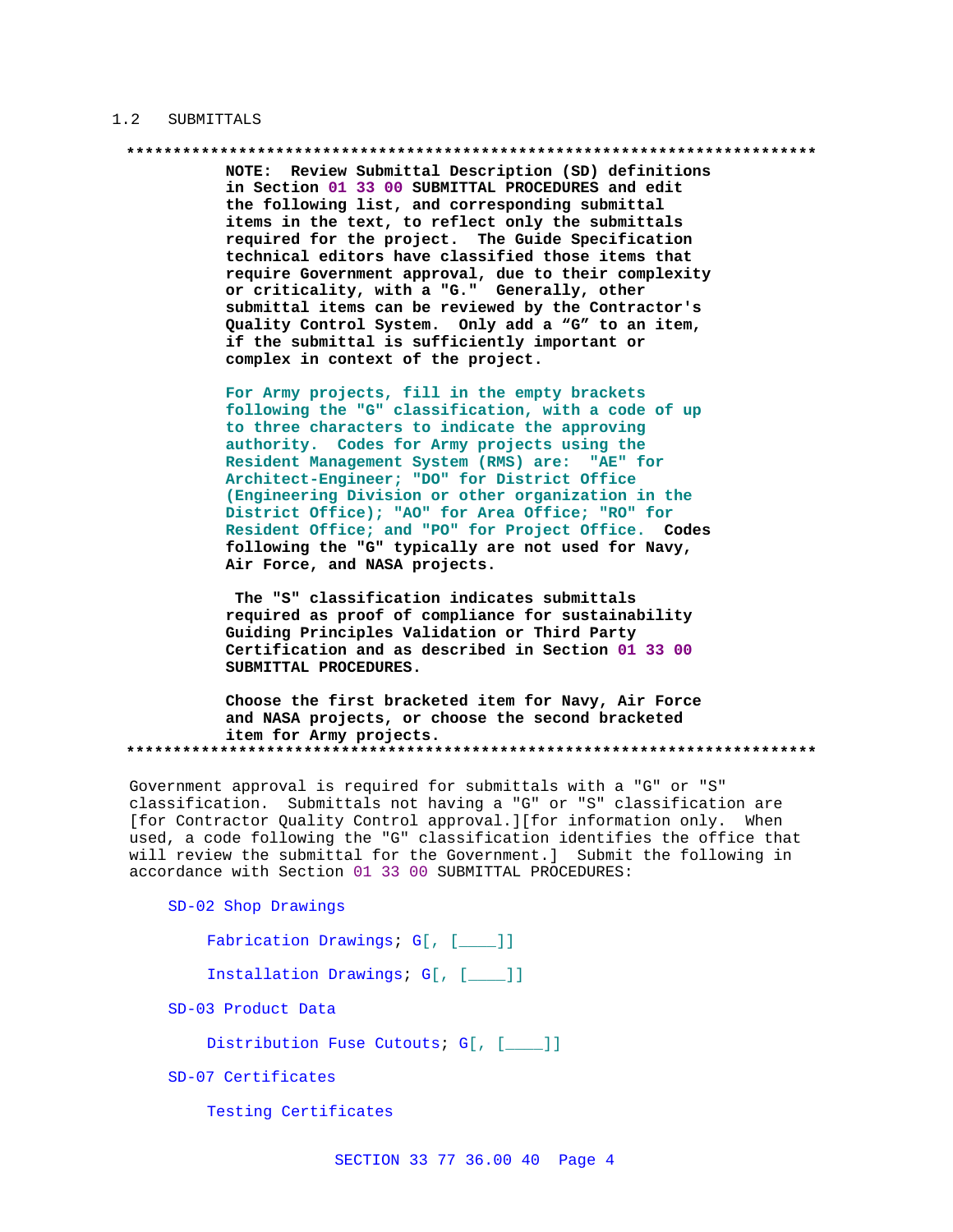## 1.2 SUBMITTALS

**************************************************************************

**NOTE: Review Submittal Description (SD) definitions in Section 01 33 00 SUBMITTAL PROCEDURES and edit the following list, and corresponding submittal items in the text, to reflect only the submittals required for the project. The Guide Specification technical editors have classified those items that require Government approval, due to their complexity or criticality, with a "G." Generally, other submittal items can be reviewed by the Contractor's Quality Control System. Only add a "G" to an item, if the submittal is sufficiently important or complex in context of the project.**

**For Army projects, fill in the empty brackets following the "G" classification, with a code of up to three characters to indicate the approving authority. Codes for Army projects using the Resident Management System (RMS) are: "AE" for Architect-Engineer; "DO" for District Office (Engineering Division or other organization in the District Office); "AO" for Area Office; "RO" for Resident Office; and "PO" for Project Office. Codes following the "G" typically are not used for Navy, Air Force, and NASA projects.**

**The "S" classification indicates submittals required as proof of compliance for sustainability Guiding Principles Validation or Third Party Certification and as described in Section 01 33 00 SUBMITTAL PROCEDURES.**

**Choose the first bracketed item for Navy, Air Force and NASA projects, or choose the second bracketed item for Army projects.**

**************************************************************************

Government approval is required for submittals with a "G" or "S" classification. Submittals not having a "G" or "S" classification are [for Contractor Quality Control approval.][for information only. When used, a code following the "G" classification identifies the office that will review the submittal for the Government.] Submit the following in accordance with Section 01 33 00 SUBMITTAL PROCEDURES:

SD-02 Shop Drawings

Fabrication Drawings; G[, [____]]

Installation Drawings; G[, [____]]

SD-03 Product Data

Distribution Fuse Cutouts; G[, [____]]

SD-07 Certificates

Testing Certificates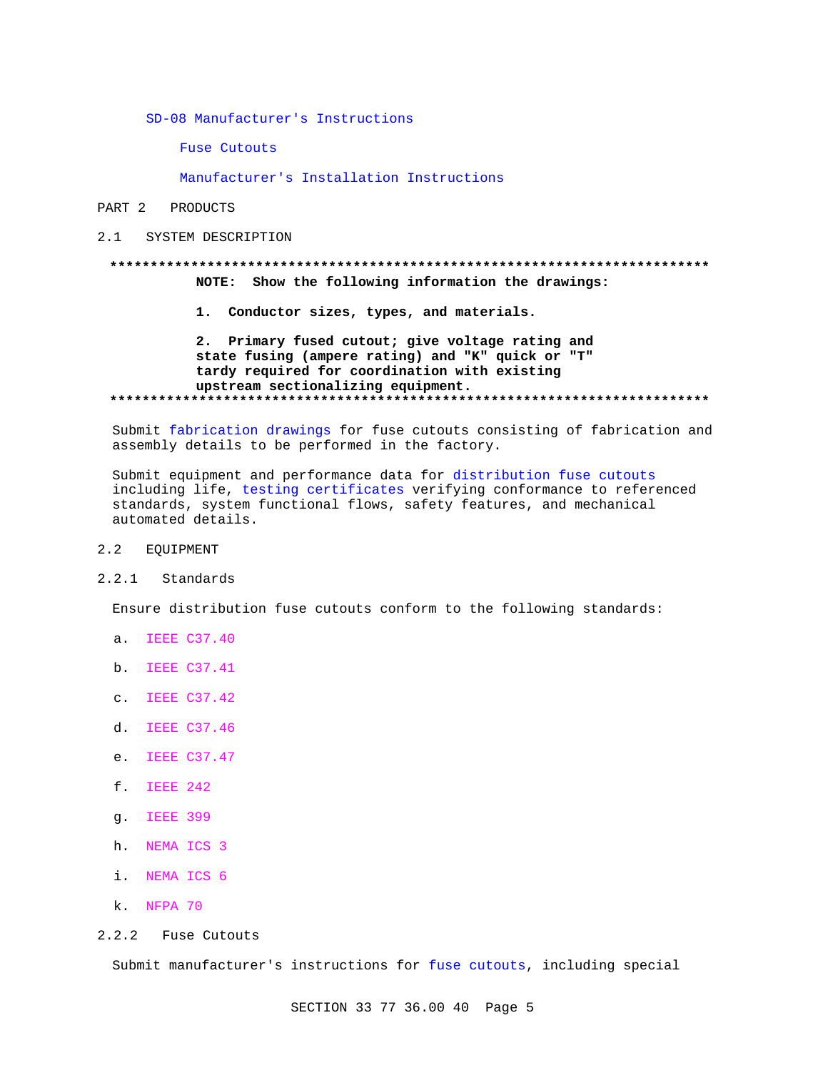SD-08 Manufacturer's Instructions

Fuse Cutouts

Manufacturer's Installation Instructions

## PART 2 PRODUCTS

### 2.1 SYSTEM DESCRIPTION

**************************************************************************

**NOTE: Show the following information the drawings:**

**1. Conductor sizes, types, and materials.**

**2. Primary fused cutout; give voltage rating and state fusing (ampere rating) and "K" quick or "T" tardy required for coordination with existing upstream sectionalizing equipment.**

**************************************************************************

Submit fabrication drawings for fuse cutouts consisting of fabrication and assembly details to be performed in the factory.

Submit equipment and performance data for distribution fuse cutouts including life, testing certificates verifying conformance to referenced standards, system functional flows, safety features, and mechanical automated details.

### 2.2 EQUIPMENT

#### 2.2.1 Standards

Ensure distribution fuse cutouts conform to the following standards:

a. IEEE C37.40

b. IEEE C37.41

c. IEEE C37.42

d. IEEE C37.46

e. IEEE C37.47

f. IEEE 242

g. IEEE 399

h. NEMA ICS 3

i. NEMA ICS 6

k. NFPA 70

#### 2.2.2 Fuse Cutouts

Submit manufacturer's instructions for fuse cutouts, including special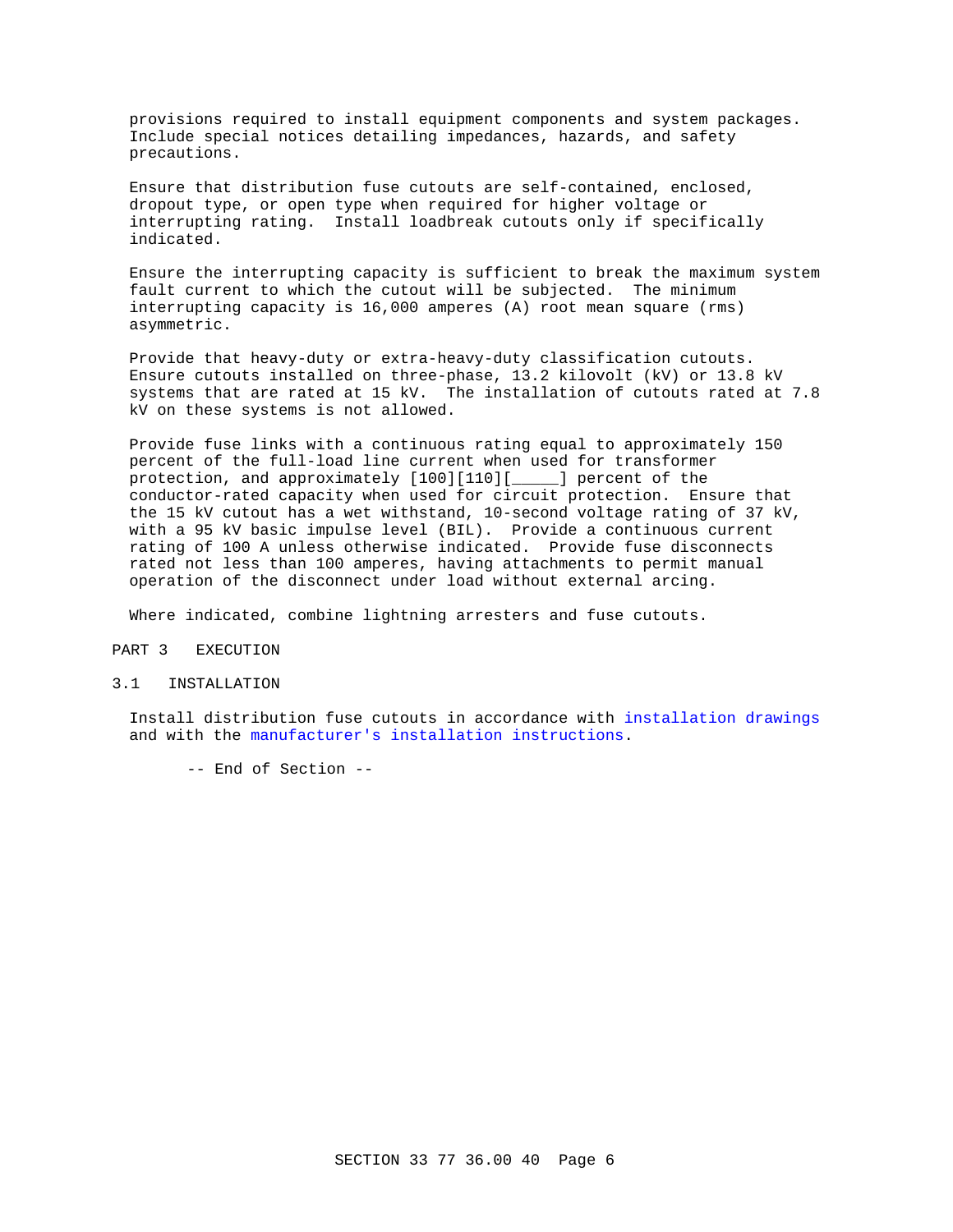provisions required to install equipment components and system packages. Include special notices detailing impedances, hazards, and safety precautions.

Ensure that distribution fuse cutouts are self-contained, enclosed, dropout type, or open type when required for higher voltage or interrupting rating. Install loadbreak cutouts only if specifically indicated.

Ensure the interrupting capacity is sufficient to break the maximum system fault current to which the cutout will be subjected. The minimum interrupting capacity is 16,000 amperes (A) root mean square (rms) asymmetric.

Provide that heavy-duty or extra-heavy-duty classification cutouts. Ensure cutouts installed on three-phase, 13.2 kilovolt (kV) or 13.8 kV systems that are rated at 15 kV. The installation of cutouts rated at 7.8 kV on these systems is not allowed.

Provide fuse links with a continuous rating equal to approximately 150 percent of the full-load line current when used for transformer protection, and approximately [100][110][_____] percent of the conductor-rated capacity when used for circuit protection. Ensure that the 15 kV cutout has a wet withstand, 10-second voltage rating of 37 kV, with a 95 kV basic impulse level (BIL). Provide a continuous current rating of 100 A unless otherwise indicated. Provide fuse disconnects rated not less than 100 amperes, having attachments to permit manual operation of the disconnect under load without external arcing.

Where indicated, combine lightning arresters and fuse cutouts.

## PART 3 EXECUTION

### 3.1 INSTALLATION

Install distribution fuse cutouts in accordance with installation drawings and with the manufacturer's installation instructions.

-- End of Section --